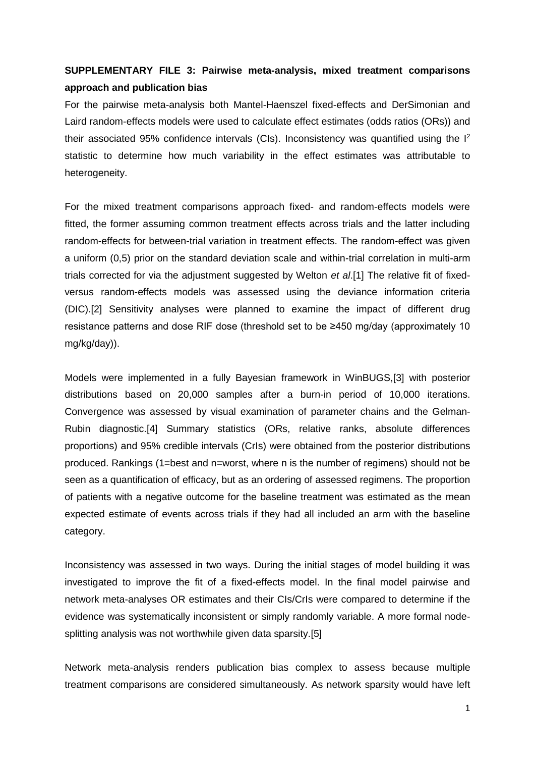**SUPPLEMENTARY FILE 3: Pairwise meta-analysis, mixed treatment comparisons approach and publication bias**

For the pairwise meta-analysis both Mantel-Haenszel fixed-effects and DerSimonian and Laird random-effects models were used to calculate effect estimates (odds ratios (ORs)) and their associated 95% confidence intervals (CIs). Inconsistency was quantified using the $I^2$ statistic to determine how much variability in the effect estimates was attributable to heterogeneity.

For the mixed treatment comparisons approach fixed- and random-effects models were fitted, the former assuming common treatment effects across trials and the latter including random-effects for between-trial variation in treatment effects. The random-effect was given a uniform (0,5) prior on the standard deviation scale and within-trial correlation in multi-arm trials corrected for via the adjustment suggested by Welton *et al*.[1] The relative fit of fixed- versus random-effects models was assessed using the deviance information criteria (DIC).[2] Sensitivity analyses were planned to examine the impact of different drug resistance patterns and dose RIF dose (threshold set to be ≥450 mg/day (approximately 10 mg/kg/day)).

Models were implemented in a fully Bayesian framework in WinBUGS,[3] with posterior distributions based on 20,000 samples after a burn-in period of 10,000 iterations. Convergence was assessed by visual examination of parameter chains and the Gelman-Rubin diagnostic.[4] Summary statistics (ORs, relative ranks, absolute differences proportions) and 95% credible intervals (CrIs) were obtained from the posterior distributions produced. Rankings (1=best and n=worst, where n is the number of regimens) should not be seen as a quantification of efficacy, but as an ordering of assessed regimens. The proportion of patients with a negative outcome for the baseline treatment was estimated as the mean expected estimate of events across trials if they had all included an arm with the baseline category.

Inconsistency was assessed in two ways. During the initial stages of model building it was investigated to improve the fit of a fixed-effects model. In the final model pairwise and network meta-analyses OR estimates and their CIs/CrIs were compared to determine if the evidence was systematically inconsistent or simply randomly variable. A more formal node-splitting analysis was not worthwhile given data sparsity.[5]

Network meta-analysis renders publication bias complex to assess because multiple treatment comparisons are considered simultaneously. As network sparsity would have left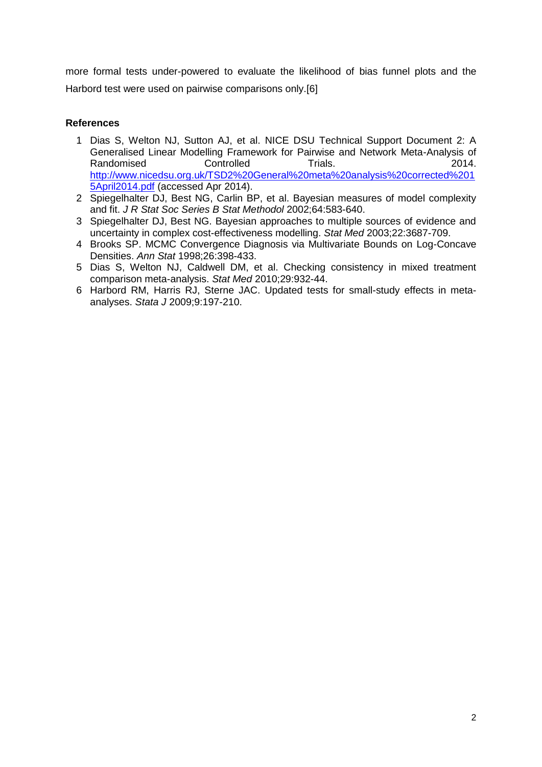more formal tests under-powered to evaluate the likelihood of bias funnel plots and the Harbord test were used on pairwise comparisons only.[6]

**References**

1. Dias S, Welton NJ, Sutton AJ, et al. NICE DSU Technical Support Document 2: A Generalised Linear Modelling Framework for Pairwise and Network Meta-Analysis of Randomised Controlled Trials. 2014. http://www.nicedsu.org.uk/TSD2%20General%20meta%20analysis%20corrected%2015April2014.pdf (accessed Apr 2014).
2. Spiegelhalter DJ, Best NG, Carlin BP, et al. Bayesian measures of model complexity and fit. *J R Stat Soc Series B Stat Methodol* 2002;64:583-640.
3. Spiegelhalter DJ, Best NG. Bayesian approaches to multiple sources of evidence and uncertainty in complex cost-effectiveness modelling. *Stat Med* 2003;22:3687-709.
4. Brooks SP. MCMC Convergence Diagnosis via Multivariate Bounds on Log-Concave Densities. *Ann Stat* 1998;26:398-433.
5. Dias S, Welton NJ, Caldwell DM, et al. Checking consistency in mixed treatment comparison meta-analysis. *Stat Med* 2010;29:932-44.
6. Harbord RM, Harris RJ, Sterne JAC. Updated tests for small-study effects in meta-analyses. *Stata J* 2009;9:197-210.